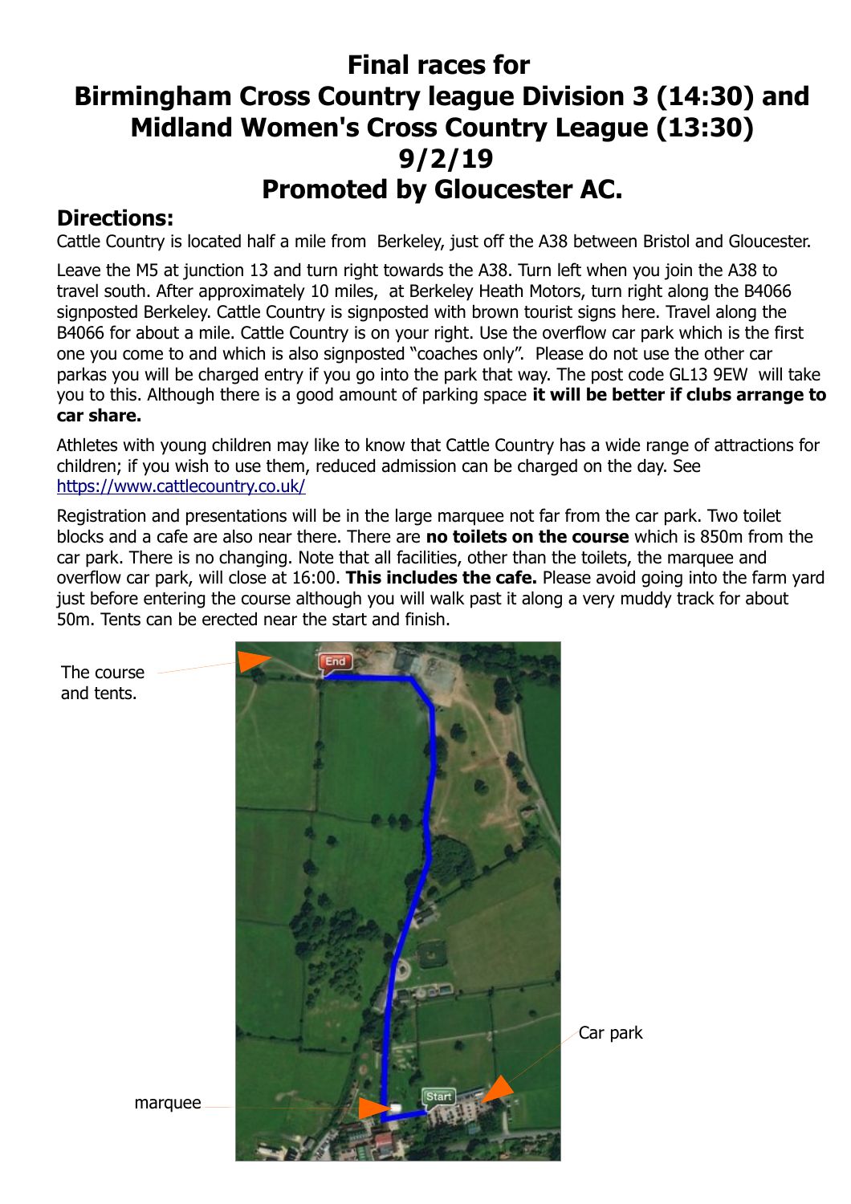# Final races for Birmingham Cross Country league Division 3 (14:30) and Midland Women's Cross Country League (13:30) 9/2/19 Promoted by Gloucester AC.

## Directions:

Cattle Country is located half a mile from Berkeley, just off the A38 between Bristol and Gloucester.

Leave the M5 at junction 13 and turn right towards the A38. Turn left when you join the A38 to travel south. After approximately 10 miles, at Berkeley Heath Motors, turn right along the B4066 signposted Berkeley. Cattle Country is signposted with brown tourist signs here. Travel along the B4066 for about a mile. Cattle Country is on your right. Use the overflow car park which is the first one you come to and which is also signposted "coaches only". Please do not use the other car parkas you will be charged entry if you go into the park that way. The post code GL13 9EW will take you to this. Although there is a good amount of parking space **it will be better if clubs arrange to car share.**

Athletes with young children may like to know that Cattle Country has a wide range of attractions for children; if you wish to use them, reduced admission can be charged on the day. See [https://www.cattlecountry.co.uk/](https://www.cattlecountry.co.uk/)

Registration and presentations will be in the large marquee not far from the car park. Two toilet blocks and a cafe are also near there. There are **no toilets on the course** which is 850m from the car park. There is no changing. Note that all facilities, other than the toilets, the marquee and overflow car park, will close at 16:00. **This includes the cafe.** Please avoid going into the farm yard just before entering the course although you will walk past it along a very muddy track for about 50m. Tents can be erected near the start and finish.

The course and tents.

Car park

marquee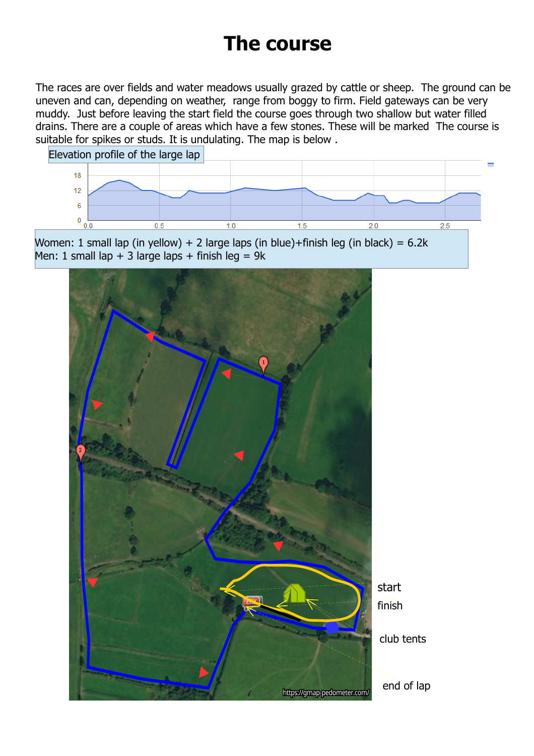# The course

The races are over fields and water meadows usually grazed by cattle or sheep. The ground can be uneven and can, depending on weather, range from boggy to firm. Field gateways can be very muddy. Just before leaving the start field the course goes through two shallow but water filled drains. There are a couple of areas which have a few stones. These will be marked The course is suitable for spikes or studs. It is undulating. The map is below .

Elevation profile of the large lap

18
12
6
0
0.0
0.5
1.0
1.5
2.0
2.5

Women: 1 small lap (in yellow) + 2 large laps (in blue)+finish leg (in black) = 6.2k
Men: 1 small lap + 3 large laps + finish leg = 9k

start
finish
club tents
end of lap
https://gmap-pedometer.com/